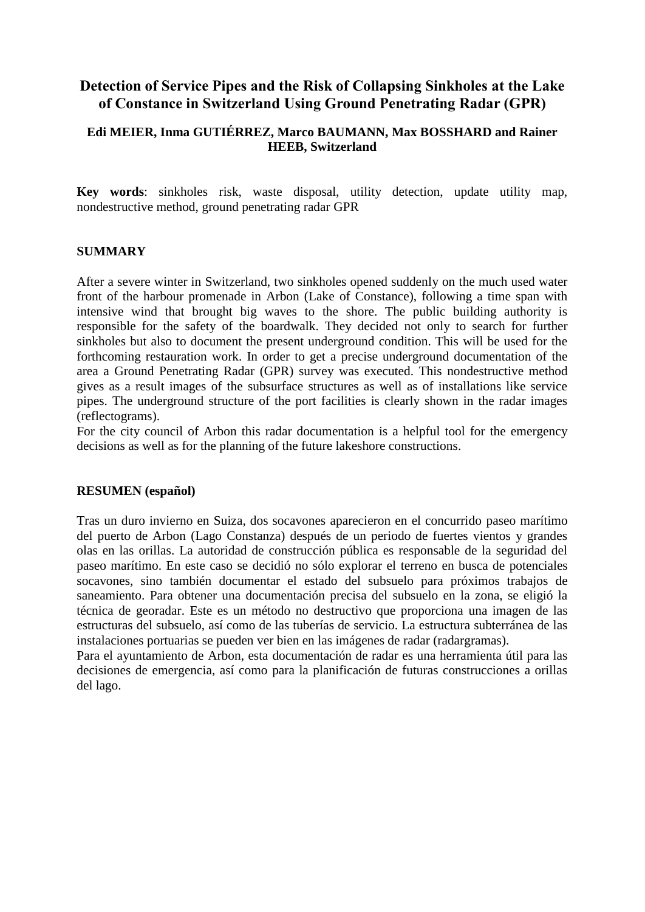# Detection of Service Pipes and the Risk of Collapsing Sinkholes at the Lake of Constance in Switzerland Using Ground Penetrating Radar (GPR)

**Edi MEIER, Inma GUTIÉRREZ, Marco BAUMANN, Max BOSSHARD and Rainer HEEB, Switzerland**

**Key words**: sinkholes risk, waste disposal, utility detection, update utility map, nondestructive method, ground penetrating radar GPR

## SUMMARY

After a severe winter in Switzerland, two sinkholes opened suddenly on the much used water front of the harbour promenade in Arbon (Lake of Constance), following a time span with intensive wind that brought big waves to the shore. The public building authority is responsible for the safety of the boardwalk. They decided not only to search for further sinkholes but also to document the present underground condition. This will be used for the forthcoming restauration work. In order to get a precise underground documentation of the area a Ground Penetrating Radar (GPR) survey was executed. This nondestructive method gives as a result images of the subsurface structures as well as of installations like service pipes. The underground structure of the port facilities is clearly shown in the radar images (reflectograms).

For the city council of Arbon this radar documentation is a helpful tool for the emergency decisions as well as for the planning of the future lakeshore constructions.

## RESUMEN (español)

Tras un duro invierno en Suiza, dos socavones aparecieron en el concurrido paseo marítimo del puerto de Arbon (Lago Constanza) después de un periodo de fuertes vientos y grandes olas en las orillas. La autoridad de construcción pública es responsable de la seguridad del paseo marítimo. En este caso se decidió no sólo explorar el terreno en busca de potenciales socavones, sino también documentar el estado del subsuelo para próximos trabajos de saneamiento. Para obtener una documentación precisa del subsuelo en la zona, se eligió la técnica de georadar. Este es un método no destructivo que proporciona una imagen de las estructuras del subsuelo, así como de las tuberías de servicio. La estructura subterránea de las instalaciones portuarias se pueden ver bien en las imágenes de radar (radargramas).

Para el ayuntamiento de Arbon, esta documentación de radar es una herramienta útil para las decisiones de emergencia, así como para la planificación de futuras construcciones a orillas del lago.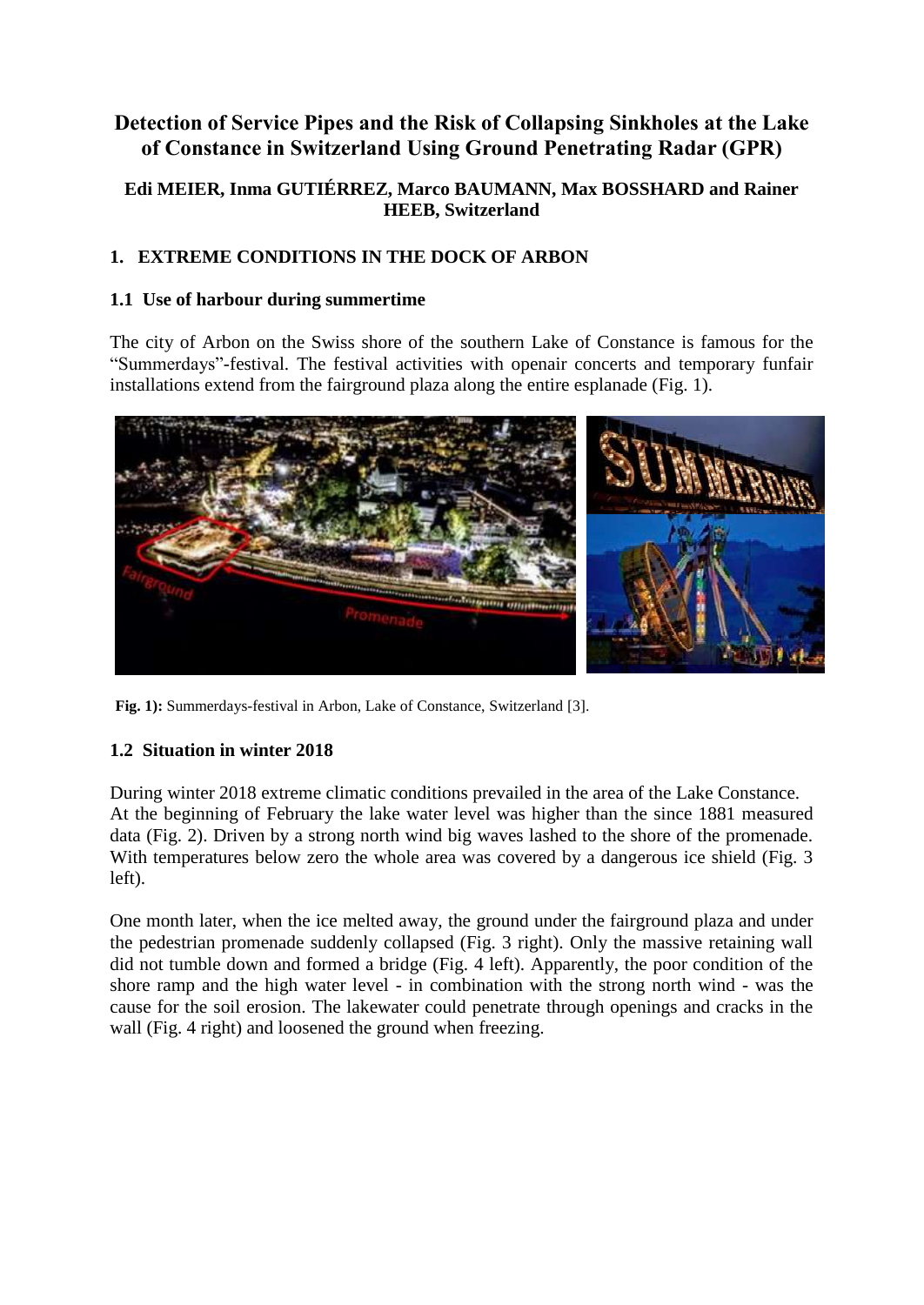# Detection of Service Pipes and the Risk of Collapsing Sinkholes at the Lake of Constance in Switzerland Using Ground Penetrating Radar (GPR)

**Edi MEIER, Inma GUTIÉRREZ, Marco BAUMANN, Max BOSSHARD and Rainer HEEB, Switzerland**

## 1. EXTREME CONDITIONS IN THE DOCK OF ARBON

### 1.1 Use of harbour during summertime

The city of Arbon on the Swiss shore of the southern Lake of Constance is famous for the "Summerdays"-festival. The festival activities with openair concerts and temporary funfair installations extend from the fairground plaza along the entire esplanade (Fig. 1).

**Fig. 1):** Summerdays-festival in Arbon, Lake of Constance, Switzerland [3].

### 1.2 Situation in winter 2018

During winter 2018 extreme climatic conditions prevailed in the area of the Lake Constance. At the beginning of February the lake water level was higher than the since 1881 measured data (Fig. 2). Driven by a strong north wind big waves lashed to the shore of the promenade. With temperatures below zero the whole area was covered by a dangerous ice shield (Fig. 3 left).

One month later, when the ice melted away, the ground under the fairground plaza and under the pedestrian promenade suddenly collapsed (Fig. 3 right). Only the massive retaining wall did not tumble down and formed a bridge (Fig. 4 left). Apparently, the poor condition of the shore ramp and the high water level - in combination with the strong north wind - was the cause for the soil erosion. The lakewater could penetrate through openings and cracks in the wall (Fig. 4 right) and loosened the ground when freezing.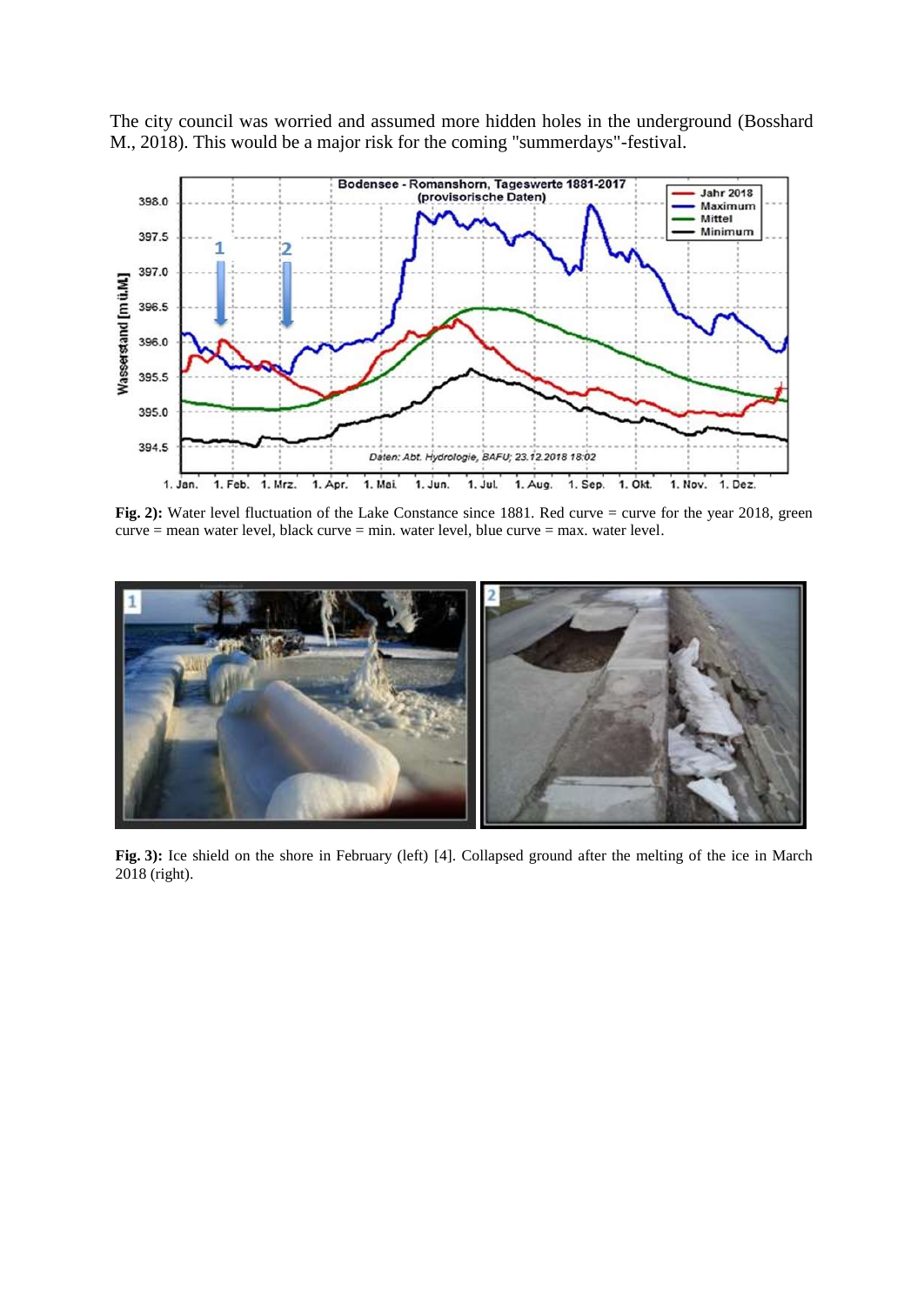The city council was worried and assumed more hidden holes in the underground (Bosshard M., 2018). This would be a major risk for the coming "summerdays"-festival.

**Fig. 2):** Water level fluctuation of the Lake Constance since 1881. Red curve = curve for the year 2018, green curve = mean water level, black curve = min. water level, blue curve = max. water level.

**Fig. 3):** Ice shield on the shore in February (left) [4]. Collapsed ground after the melting of the ice in March 2018 (right).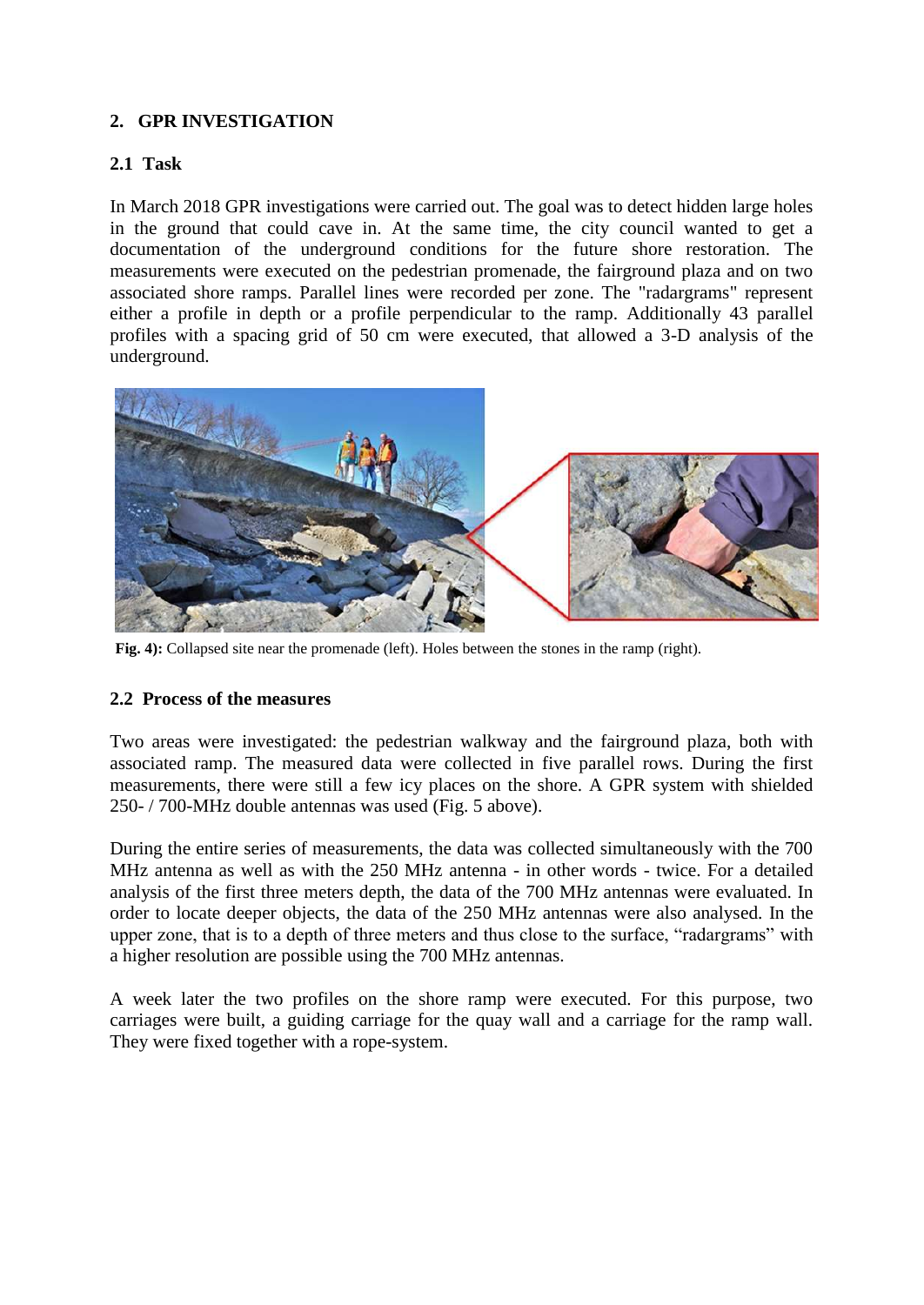## 2. GPR INVESTIGATION

### 2.1 Task

In March 2018 GPR investigations were carried out. The goal was to detect hidden large holes in the ground that could cave in. At the same time, the city council wanted to get a documentation of the underground conditions for the future shore restoration. The measurements were executed on the pedestrian promenade, the fairground plaza and on two associated shore ramps. Parallel lines were recorded per zone. The "radargrams" represent either a profile in depth or a profile perpendicular to the ramp. Additionally 43 parallel profiles with a spacing grid of 50 cm were executed, that allowed a 3-D analysis of the underground.

**Fig. 4):** Collapsed site near the promenade (left). Holes between the stones in the ramp (right).

### 2.2 Process of the measures

Two areas were investigated: the pedestrian walkway and the fairground plaza, both with associated ramp. The measured data were collected in five parallel rows. During the first measurements, there were still a few icy places on the shore. A GPR system with shielded 250- / 700-MHz double antennas was used (Fig. 5 above).

During the entire series of measurements, the data was collected simultaneously with the 700 MHz antenna as well as with the 250 MHz antenna - in other words - twice. For a detailed analysis of the first three meters depth, the data of the 700 MHz antennas were evaluated. In order to locate deeper objects, the data of the 250 MHz antennas were also analysed. In the upper zone, that is to a depth of three meters and thus close to the surface, "radargrams" with a higher resolution are possible using the 700 MHz antennas.

A week later the two profiles on the shore ramp were executed. For this purpose, two carriages were built, a guiding carriage for the quay wall and a carriage for the ramp wall. They were fixed together with a rope-system.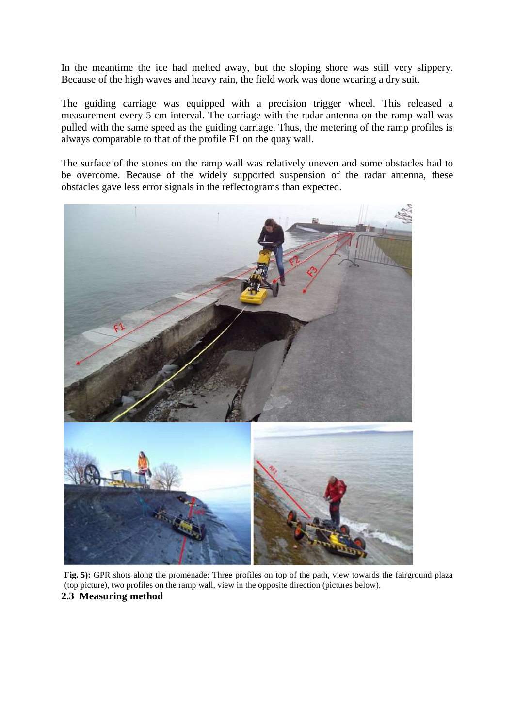In the meantime the ice had melted away, but the sloping shore was still very slippery. Because of the high waves and heavy rain, the field work was done wearing a dry suit.

The guiding carriage was equipped with a precision trigger wheel. This released a measurement every 5 cm interval. The carriage with the radar antenna on the ramp wall was pulled with the same speed as the guiding carriage. Thus, the metering of the ramp profiles is always comparable to that of the profile F1 on the quay wall.

The surface of the stones on the ramp wall was relatively uneven and some obstacles had to be overcome. Because of the widely supported suspension of the radar antenna, these obstacles gave less error signals in the reflectograms than expected.

**Fig. 5):** GPR shots along the promenade: Three profiles on top of the path, view towards the fairground plaza (top picture), two profiles on the ramp wall, view in the opposite direction (pictures below).

## 2.3 Measuring method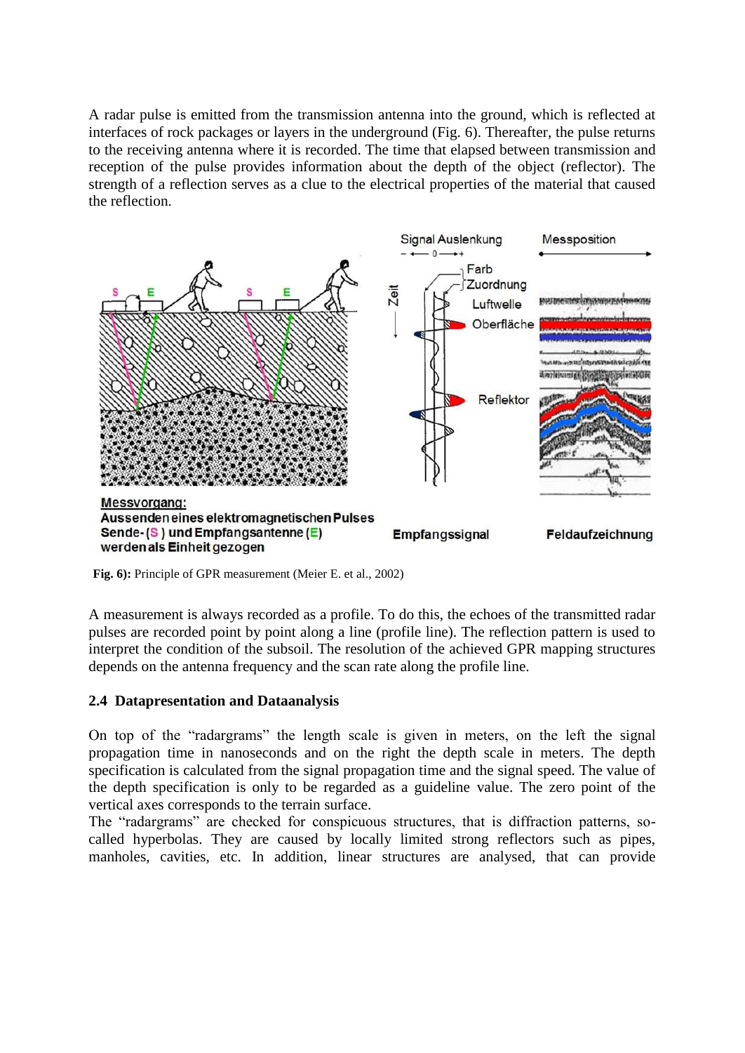A radar pulse is emitted from the transmission antenna into the ground, which is reflected at interfaces of rock packages or layers in the underground (Fig. 6). Thereafter, the pulse returns to the receiving antenna where it is recorded. The time that elapsed between transmission and reception of the pulse provides information about the depth of the object (reflector). The strength of a reflection serves as a clue to the electrical properties of the material that caused the reflection.

**Fig. 6):** Principle of GPR measurement (Meier E. et al., 2002)

A measurement is always recorded as a profile. To do this, the echoes of the transmitted radar pulses are recorded point by point along a line (profile line). The reflection pattern is used to interpret the condition of the subsoil. The resolution of the achieved GPR mapping structures depends on the antenna frequency and the scan rate along the profile line.

### 2.4 Datapresentation and Dataanalysis

On top of the "radargrams" the length scale is given in meters, on the left the signal propagation time in nanoseconds and on the right the depth scale in meters. The depth specification is calculated from the signal propagation time and the signal speed. The value of the depth specification is only to be regarded as a guideline value. The zero point of the vertical axes corresponds to the terrain surface.

The "radargrams" are checked for conspicuous structures, that is diffraction patterns, so-called hyperbolas. They are caused by locally limited strong reflectors such as pipes, manholes, cavities, etc. In addition, linear structures are analysed, that can provide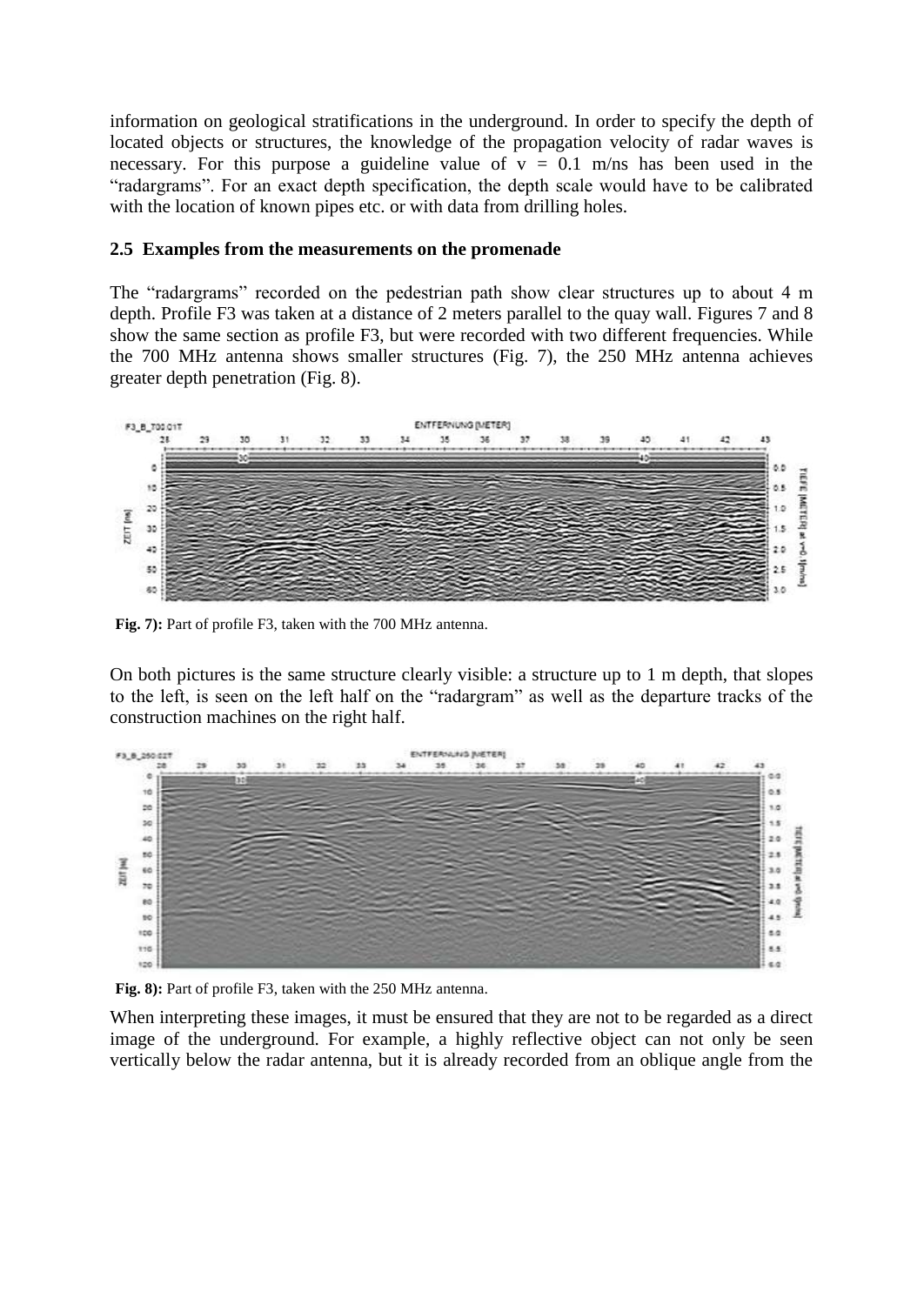information on geological stratifications in the underground. In order to specify the depth of located objects or structures, the knowledge of the propagation velocity of radar waves is necessary. For this purpose a guideline value of v = 0.1 m/ns has been used in the "radargrams". For an exact depth specification, the depth scale would have to be calibrated with the location of known pipes etc. or with data from drilling holes.

### 2.5 Examples from the measurements on the promenade

The "radargrams" recorded on the pedestrian path show clear structures up to about 4 m depth. Profile F3 was taken at a distance of 2 meters parallel to the quay wall. Figures 7 and 8 show the same section as profile F3, but were recorded with two different frequencies. While the 700 MHz antenna shows smaller structures (Fig. 7), the 250 MHz antenna achieves greater depth penetration (Fig. 8).

**Fig. 7):** Part of profile F3, taken with the 700 MHz antenna.

On both pictures is the same structure clearly visible: a structure up to 1 m depth, that slopes to the left, is seen on the left half on the "radargram" as well as the departure tracks of the construction machines on the right half.

**Fig. 8):** Part of profile F3, taken with the 250 MHz antenna.

When interpreting these images, it must be ensured that they are not to be regarded as a direct image of the underground. For example, a highly reflective object can not only be seen vertically below the radar antenna, but it is already recorded from an oblique angle from the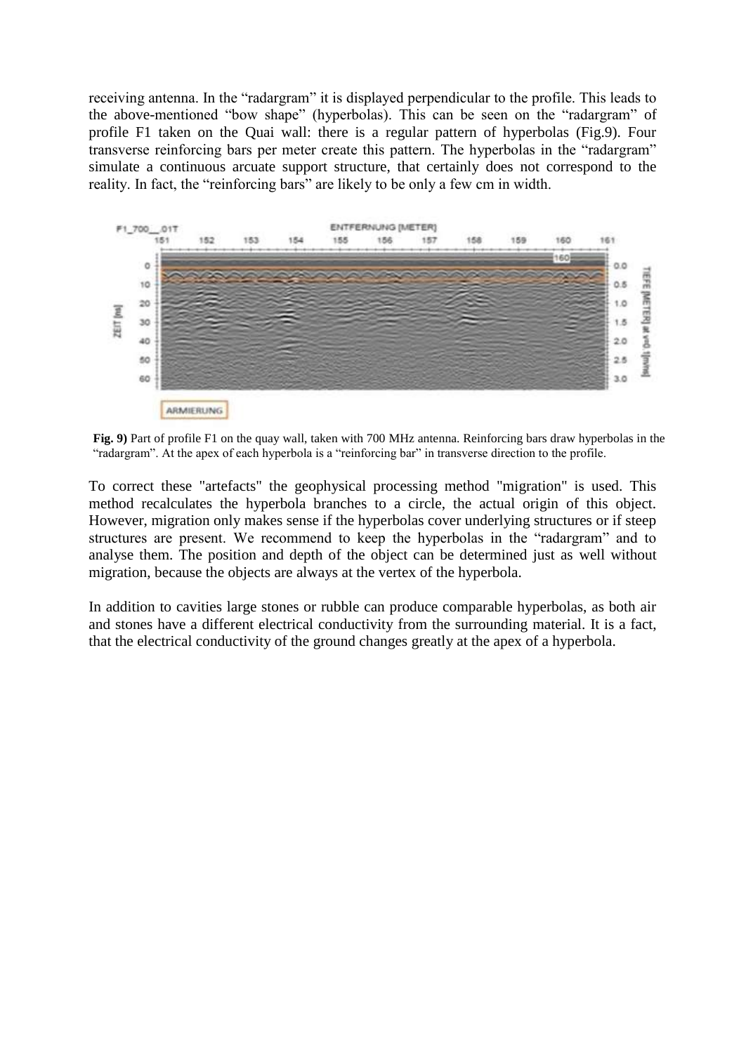receiving antenna. In the "radargram" it is displayed perpendicular to the profile. This leads to the above-mentioned "bow shape" (hyperbolas). This can be seen on the "radargram" of profile F1 taken on the Quai wall: there is a regular pattern of hyperbolas (Fig.9). Four transverse reinforcing bars per meter create this pattern. The hyperbolas in the "radargram" simulate a continuous arcuate support structure, that certainly does not correspond to the reality. In fact, the "reinforcing bars" are likely to be only a few cm in width.

**Fig. 9)** Part of profile F1 on the quay wall, taken with 700 MHz antenna. Reinforcing bars draw hyperbolas in the "radargram". At the apex of each hyperbola is a "reinforcing bar" in transverse direction to the profile.

To correct these "artefacts" the geophysical processing method "migration" is used. This method recalculates the hyperbola branches to a circle, the actual origin of this object. However, migration only makes sense if the hyperbolas cover underlying structures or if steep structures are present. We recommend to keep the hyperbolas in the "radargram" and to analyse them. The position and depth of the object can be determined just as well without migration, because the objects are always at the vertex of the hyperbola.

In addition to cavities large stones or rubble can produce comparable hyperbolas, as both air and stones have a different electrical conductivity from the surrounding material. It is a fact, that the electrical conductivity of the ground changes greatly at the apex of a hyperbola.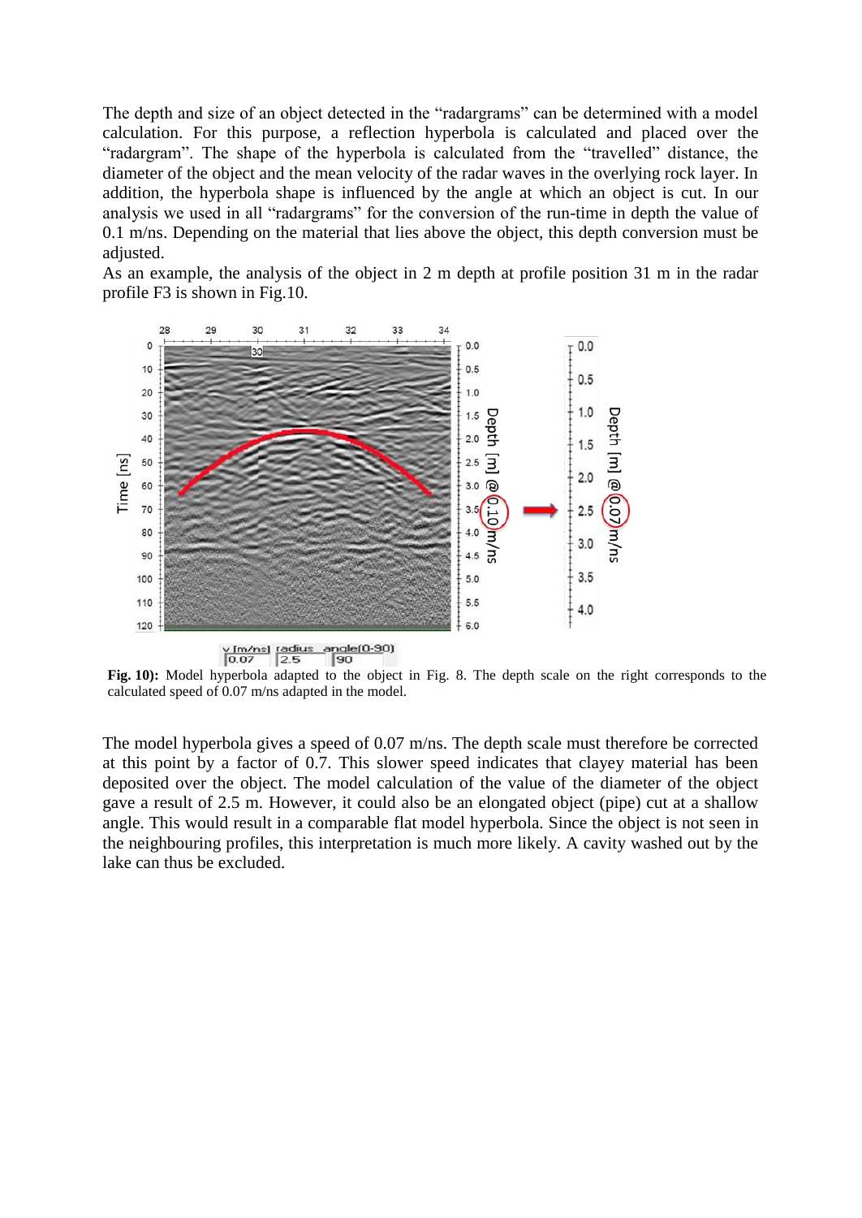The depth and size of an object detected in the "radargrams" can be determined with a model calculation. For this purpose, a reflection hyperbola is calculated and placed over the "radargram". The shape of the hyperbola is calculated from the "travelled" distance, the diameter of the object and the mean velocity of the radar waves in the overlying rock layer. In addition, the hyperbola shape is influenced by the angle at which an object is cut. In our analysis we used in all "radargrams" for the conversion of the run-time in depth the value of 0.1 m/ns. Depending on the material that lies above the object, this depth conversion must be adjusted.

As an example, the analysis of the object in 2 m depth at profile position 31 m in the radar profile F3 is shown in Fig.10.

**Fig. 10):** Model hyperbola adapted to the object in Fig. 8. The depth scale on the right corresponds to the calculated speed of 0.07 m/ns adapted in the model.

The model hyperbola gives a speed of 0.07 m/ns. The depth scale must therefore be corrected at this point by a factor of 0.7. This slower speed indicates that clayey material has been deposited over the object. The model calculation of the value of the diameter of the object gave a result of 2.5 m. However, it could also be an elongated object (pipe) cut at a shallow angle. This would result in a comparable flat model hyperbola. Since the object is not seen in the neighbouring profiles, this interpretation is much more likely. A cavity washed out by the lake can thus be excluded.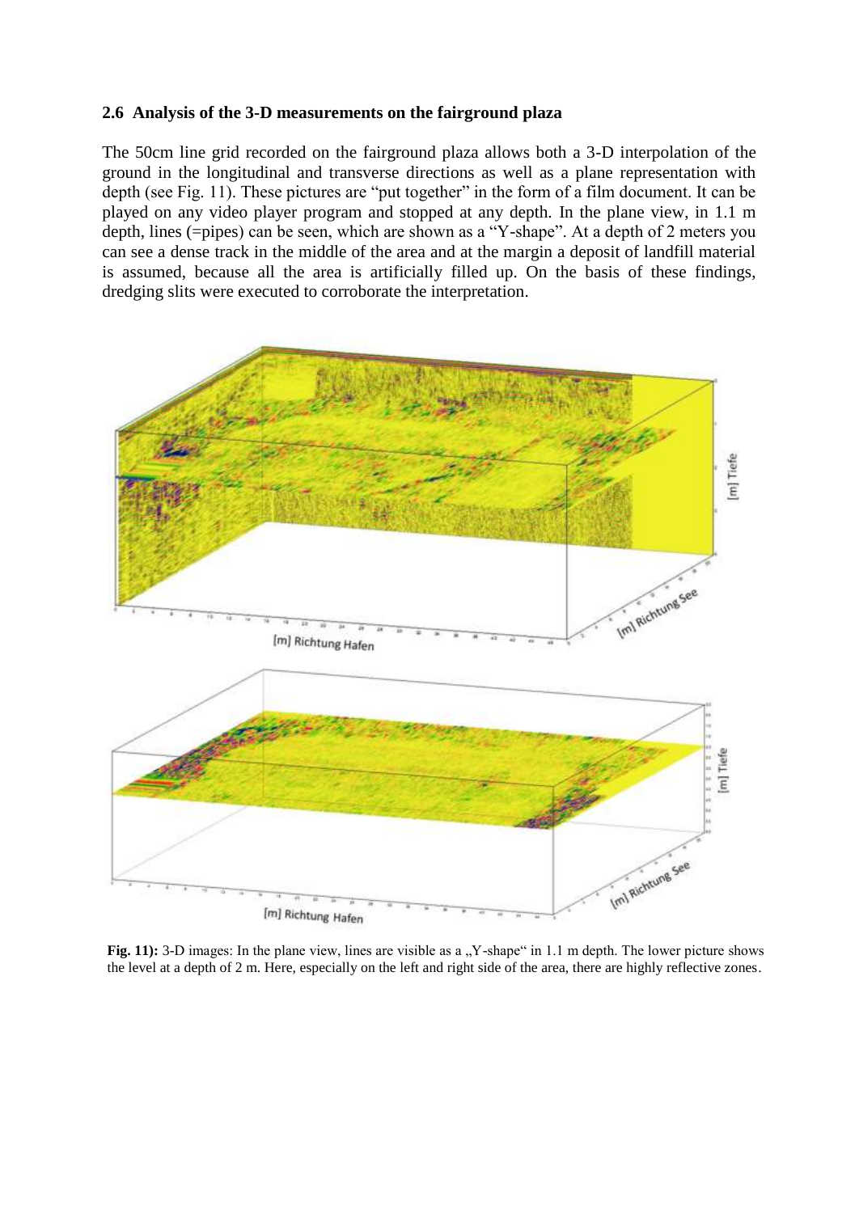### 2.6 Analysis of the 3-D measurements on the fairground plaza

The 50cm line grid recorded on the fairground plaza allows both a 3-D interpolation of the ground in the longitudinal and transverse directions as well as a plane representation with depth (see Fig. 11). These pictures are "put together" in the form of a film document. It can be played on any video player program and stopped at any depth. In the plane view, in 1.1 m depth, lines (=pipes) can be seen, which are shown as a "Y-shape". At a depth of 2 meters you can see a dense track in the middle of the area and at the margin a deposit of landfill material is assumed, because all the area is artificially filled up. On the basis of these findings, dredging slits were executed to corroborate the interpretation.

**Fig. 11):** 3-D images: In the plane view, lines are visible as a „Y-shape" in 1.1 m depth. The lower picture shows the level at a depth of 2 m. Here, especially on the left and right side of the area, there are highly reflective zones.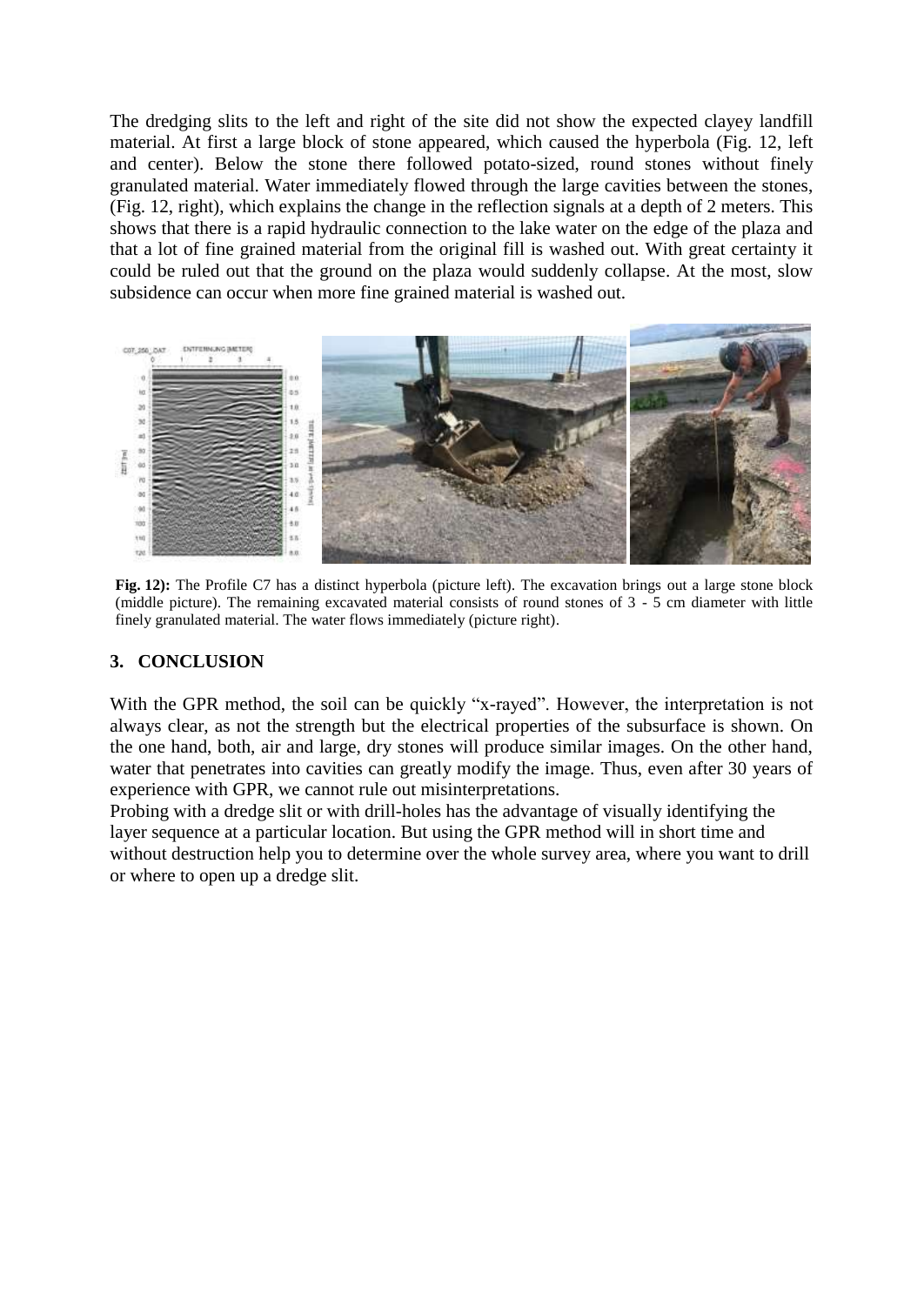The dredging slits to the left and right of the site did not show the expected clayey landfill material. At first a large block of stone appeared, which caused the hyperbola (Fig. 12, left and center). Below the stone there followed potato-sized, round stones without finely granulated material. Water immediately flowed through the large cavities between the stones, (Fig. 12, right), which explains the change in the reflection signals at a depth of 2 meters. This shows that there is a rapid hydraulic connection to the lake water on the edge of the plaza and that a lot of fine grained material from the original fill is washed out. With great certainty it could be ruled out that the ground on the plaza would suddenly collapse. At the most, slow subsidence can occur when more fine grained material is washed out.

**Fig. 12):** The Profile C7 has a distinct hyperbola (picture left). The excavation brings out a large stone block (middle picture). The remaining excavated material consists of round stones of 3 - 5 cm diameter with little finely granulated material. The water flows immediately (picture right).

## 3. CONCLUSION

With the GPR method, the soil can be quickly "x-rayed". However, the interpretation is not always clear, as not the strength but the electrical properties of the subsurface is shown. On the one hand, both, air and large, dry stones will produce similar images. On the other hand, water that penetrates into cavities can greatly modify the image. Thus, even after 30 years of experience with GPR, we cannot rule out misinterpretations.

Probing with a dredge slit or with drill-holes has the advantage of visually identifying the layer sequence at a particular location. But using the GPR method will in short time and without destruction help you to determine over the whole survey area, where you want to drill or where to open up a dredge slit.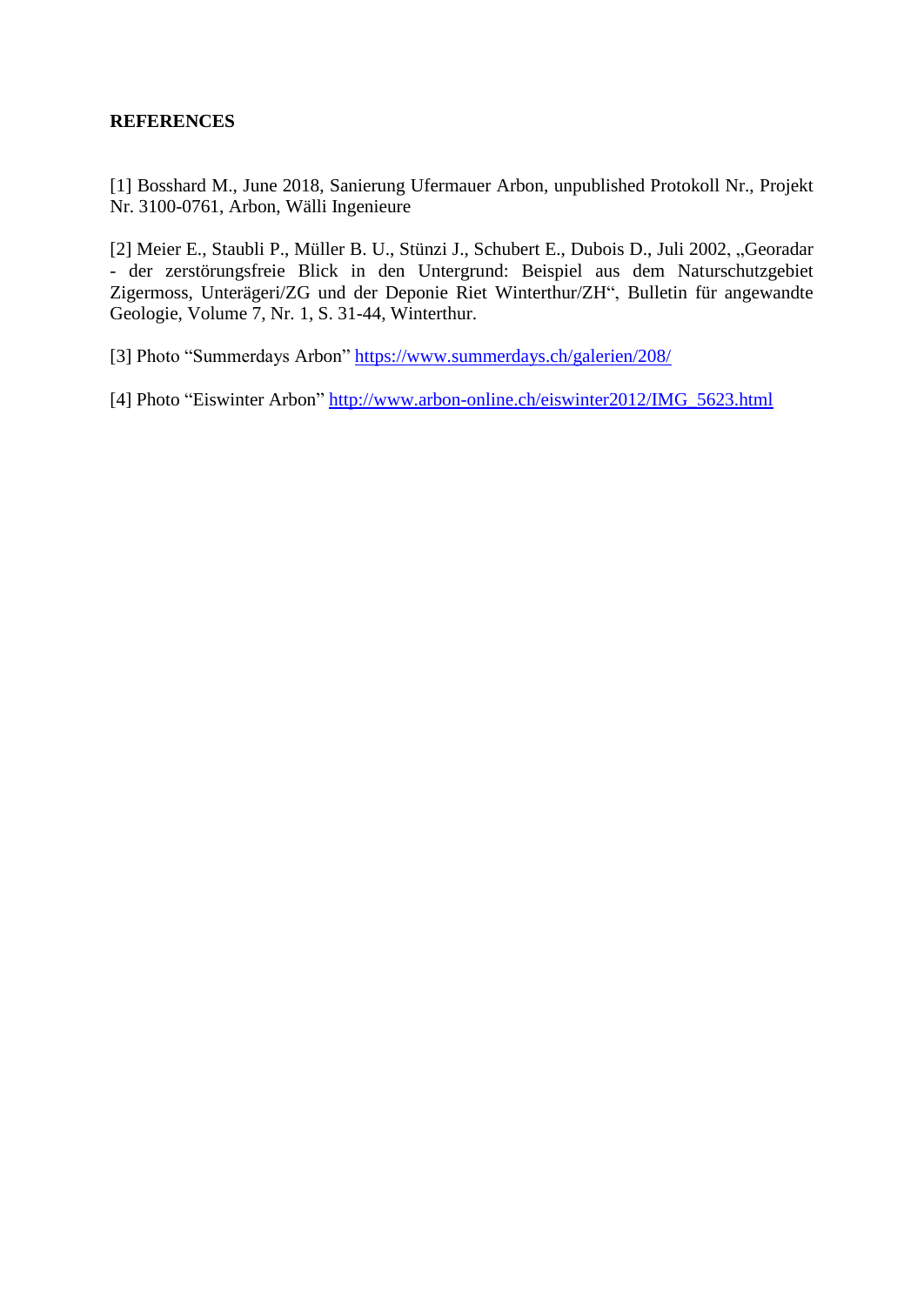**REFERENCES**

[1] Bosshard M., June 2018, Sanierung Ufermauer Arbon, unpublished Protokoll Nr., Projekt Nr. 3100-0761, Arbon, Wälli Ingenieure

[2] Meier E., Staubli P., Müller B. U., Stünzi J., Schubert E., Dubois D., Juli 2002, „Georadar - der zerstörungsfreie Blick in den Untergrund: Beispiel aus dem Naturschutzgebiet Zigermoss, Unterägeri/ZG und der Deponie Riet Winterthur/ZH", Bulletin für angewandte Geologie, Volume 7, Nr. 1, S. 31-44, Winterthur.

[3] Photo "Summerdays Arbon" https://www.summerdays.ch/galerien/208/

[4] Photo "Eiswinter Arbon" http://www.arbon-online.ch/eiswinter2012/IMG_5623.html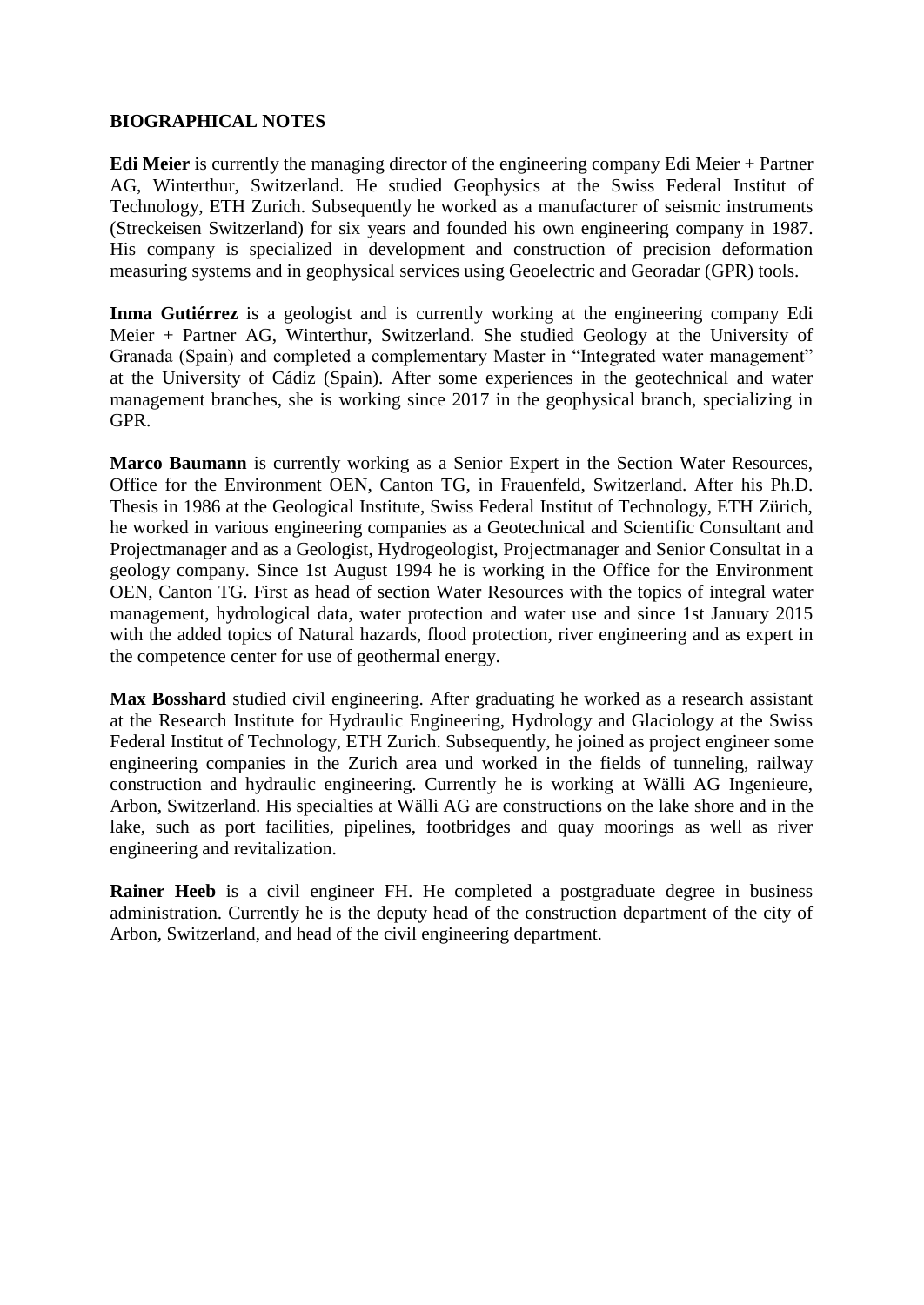**BIOGRAPHICAL NOTES**

**Edi Meier** is currently the managing director of the engineering company Edi Meier + Partner AG, Winterthur, Switzerland. He studied Geophysics at the Swiss Federal Institut of Technology, ETH Zurich. Subsequently he worked as a manufacturer of seismic instruments (Streckeisen Switzerland) for six years and founded his own engineering company in 1987. His company is specialized in development and construction of precision deformation measuring systems and in geophysical services using Geoelectric and Georadar (GPR) tools.

**Inma Gutiérrez** is a geologist and is currently working at the engineering company Edi Meier + Partner AG, Winterthur, Switzerland. She studied Geology at the University of Granada (Spain) and completed a complementary Master in "Integrated water management" at the University of Cádiz (Spain). After some experiences in the geotechnical and water management branches, she is working since 2017 in the geophysical branch, specializing in GPR.

**Marco Baumann** is currently working as a Senior Expert in the Section Water Resources, Office for the Environment OEN, Canton TG, in Frauenfeld, Switzerland. After his Ph.D. Thesis in 1986 at the Geological Institute, Swiss Federal Institut of Technology, ETH Zürich, he worked in various engineering companies as a Geotechnical and Scientific Consultant and Projectmanager and as a Geologist, Hydrogeologist, Projectmanager and Senior Consultat in a geology company. Since 1st August 1994 he is working in the Office for the Environment OEN, Canton TG. First as head of section Water Resources with the topics of integral water management, hydrological data, water protection and water use and since 1st January 2015 with the added topics of Natural hazards, flood protection, river engineering and as expert in the competence center for use of geothermal energy.

**Max Bosshard** studied civil engineering. After graduating he worked as a research assistant at the Research Institute for Hydraulic Engineering, Hydrology and Glaciology at the Swiss Federal Institut of Technology, ETH Zurich. Subsequently, he joined as project engineer some engineering companies in the Zurich area und worked in the fields of tunneling, railway construction and hydraulic engineering. Currently he is working at Wälli AG Ingenieure, Arbon, Switzerland. His specialties at Wälli AG are constructions on the lake shore and in the lake, such as port facilities, pipelines, footbridges and quay moorings as well as river engineering and revitalization.

**Rainer Heeb** is a civil engineer FH. He completed a postgraduate degree in business administration. Currently he is the deputy head of the construction department of the city of Arbon, Switzerland, and head of the civil engineering department.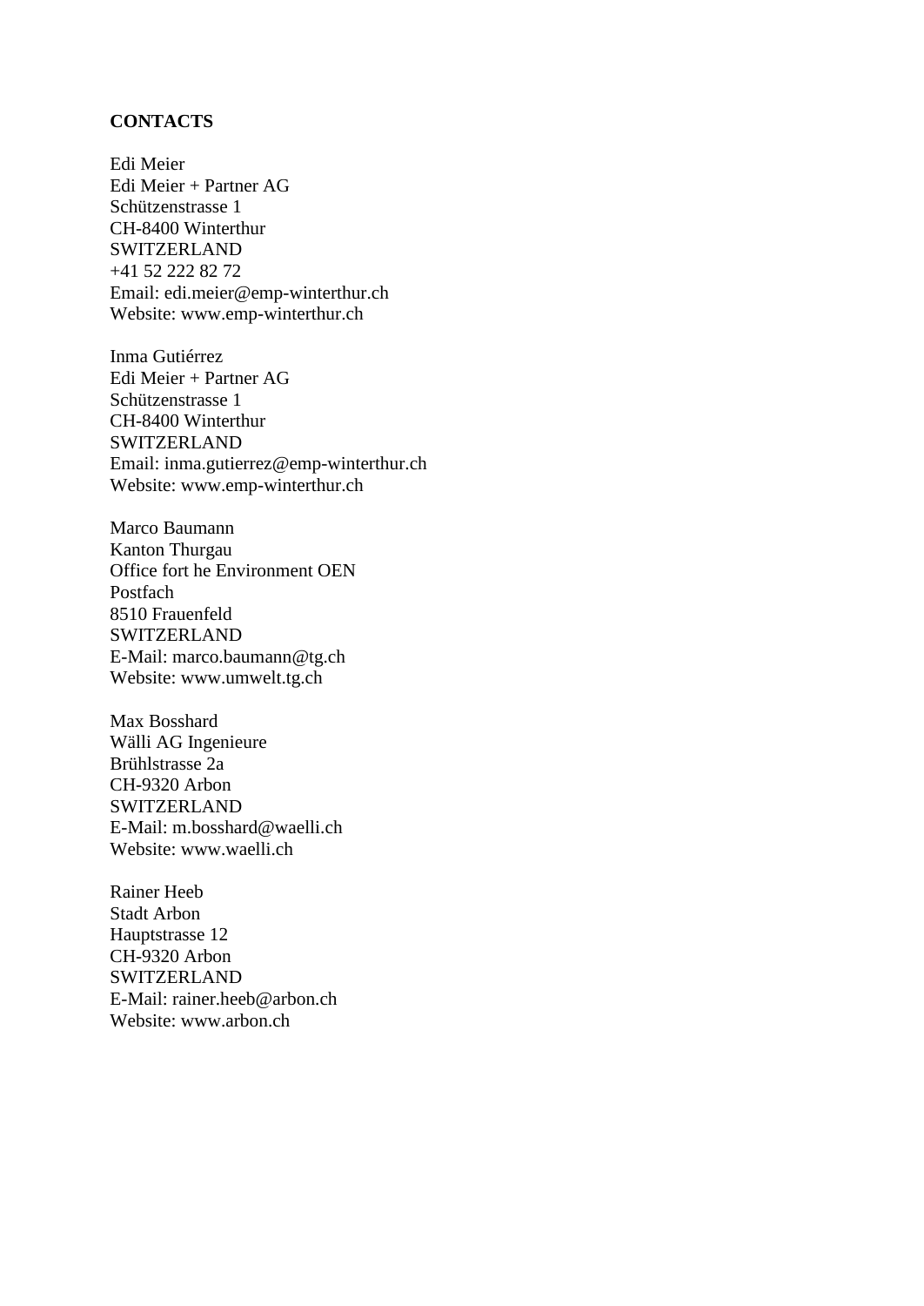**CONTACTS**

Edi Meier
Edi Meier + Partner AG
Schützenstrasse 1
CH-8400 Winterthur
SWITZERLAND
+41 52 222 82 72
Email: edi.meier@emp-winterthur.ch
Website: www.emp-winterthur.ch

Inma Gutiérrez
Edi Meier + Partner AG
Schützenstrasse 1
CH-8400 Winterthur
SWITZERLAND
Email: inma.gutierrez@emp-winterthur.ch
Website: www.emp-winterthur.ch

Marco Baumann
Kanton Thurgau
Office fort he Environment OEN
Postfach
8510 Frauenfeld
SWITZERLAND
E-Mail: marco.baumann@tg.ch
Website: www.umwelt.tg.ch

Max Bosshard
Wälli AG Ingenieure
Brühlstrasse 2a
CH-9320 Arbon
SWITZERLAND
E-Mail: m.bosshard@waelli.ch
Website: www.waelli.ch

Rainer Heeb
Stadt Arbon
Hauptstrasse 12
CH-9320 Arbon
SWITZERLAND
E-Mail: rainer.heeb@arbon.ch
Website: www.arbon.ch